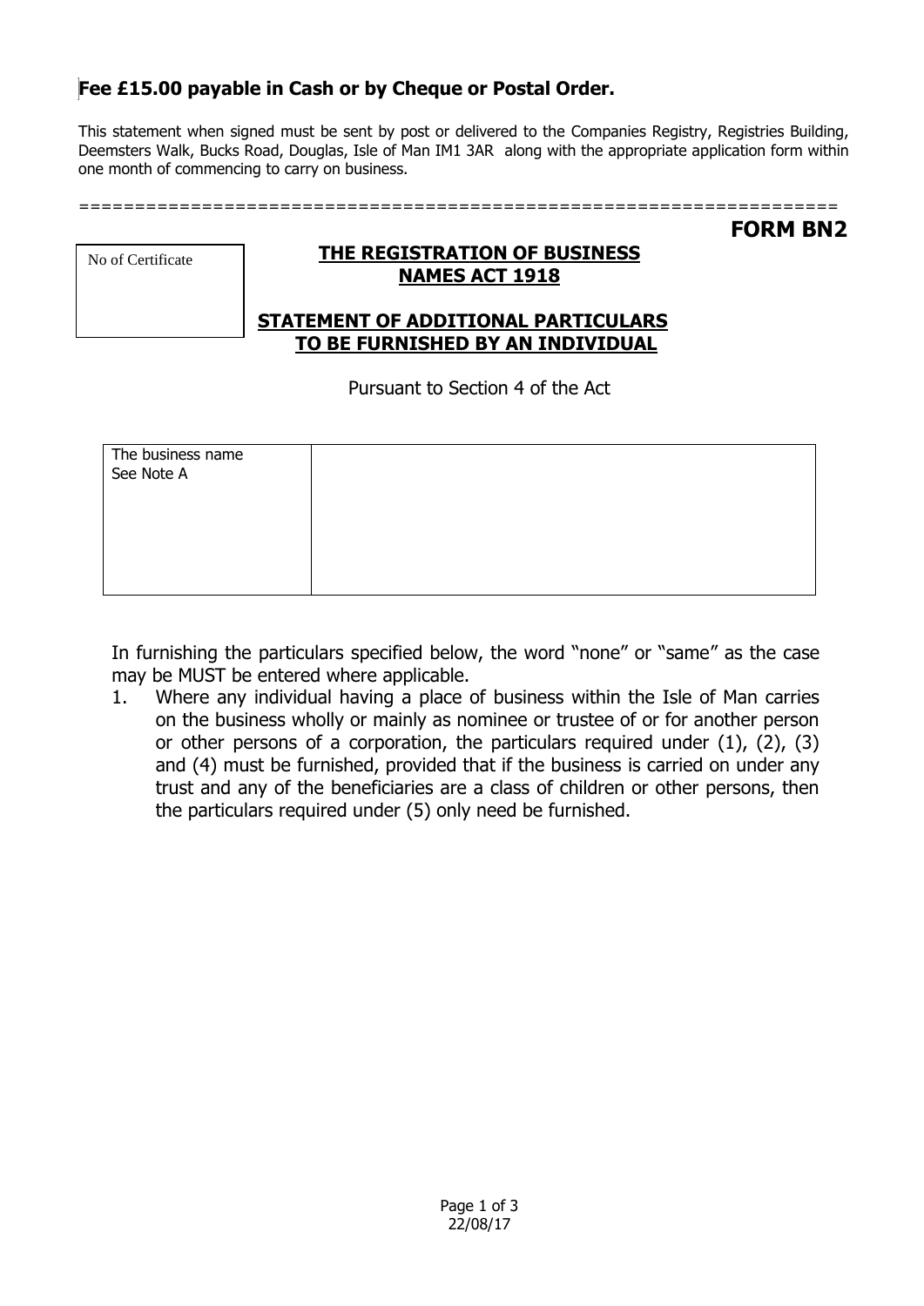**Fee £15.00 payable in Cash or by Cheque or Postal Order.**

This statement when signed must be sent by post or delivered to the Companies Registry, Registries Building, Deemsters Walk, Bucks Road, Douglas, Isle of Man IM1 3AR along with the appropriate application form within one month of commencing to carry on business.

=================================================================

**FORM BN2**

| No of Certificate |
|---|
| |

## THE REGISTRATION OF BUSINESS NAMES ACT 1918

## STATEMENT OF ADDITIONAL PARTICULARS TO BE FURNISHED BY AN INDIVIDUAL

Pursuant to Section 4 of the Act

| The business name See Note A | |
|---|---|

In furnishing the particulars specified below, the word "none" or "same" as the case may be MUST be entered where applicable.

1. Where any individual having a place of business within the Isle of Man carries on the business wholly or mainly as nominee or trustee of or for another person or other persons of a corporation, the particulars required under (1), (2), (3) and (4) must be furnished, provided that if the business is carried on under any trust and any of the beneficiaries are a class of children or other persons, then the particulars required under (5) only need be furnished.

22/08/17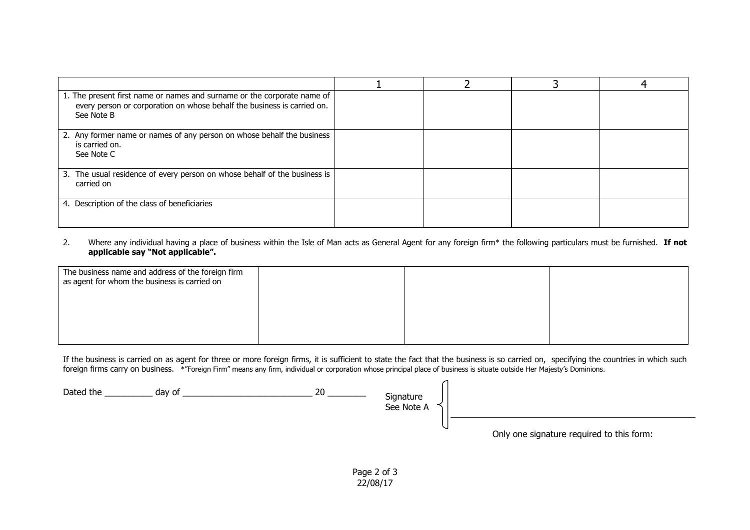| | 1 | 2 | 3 | 4 |
|---|---|---|---|---|
| 1. The present first name or names and surname or the corporate name of every person or corporation on whose behalf the business is carried on. See Note B | | | | |
| 2. Any former name or names of any person on whose behalf the business is carried on. See Note C | | | | |
| 3. The usual residence of every person on whose behalf of the business is carried on | | | | |
| 4. Description of the class of beneficiaries | | | | |

2. Where any individual having a place of business within the Isle of Man acts as General Agent for any foreign firm* the following particulars must be furnished. **If not applicable say "Not applicable".**

| The business name and address of the foreign firm as agent for whom the business is carried on | | | |
|---|---|---|---|

If the business is carried on as agent for three or more foreign firms, it is sufficient to state the fact that the business is so carried on, specifying the countries in which such foreign firms carry on business. *"Foreign Firm" means any firm, individual or corporation whose principal place of business is situate outside Her Majesty's Dominions.

Dated the __________ day of ___________________________ 20 ________

Signature
See Note A ____________________________________________

Only one signature required to this form: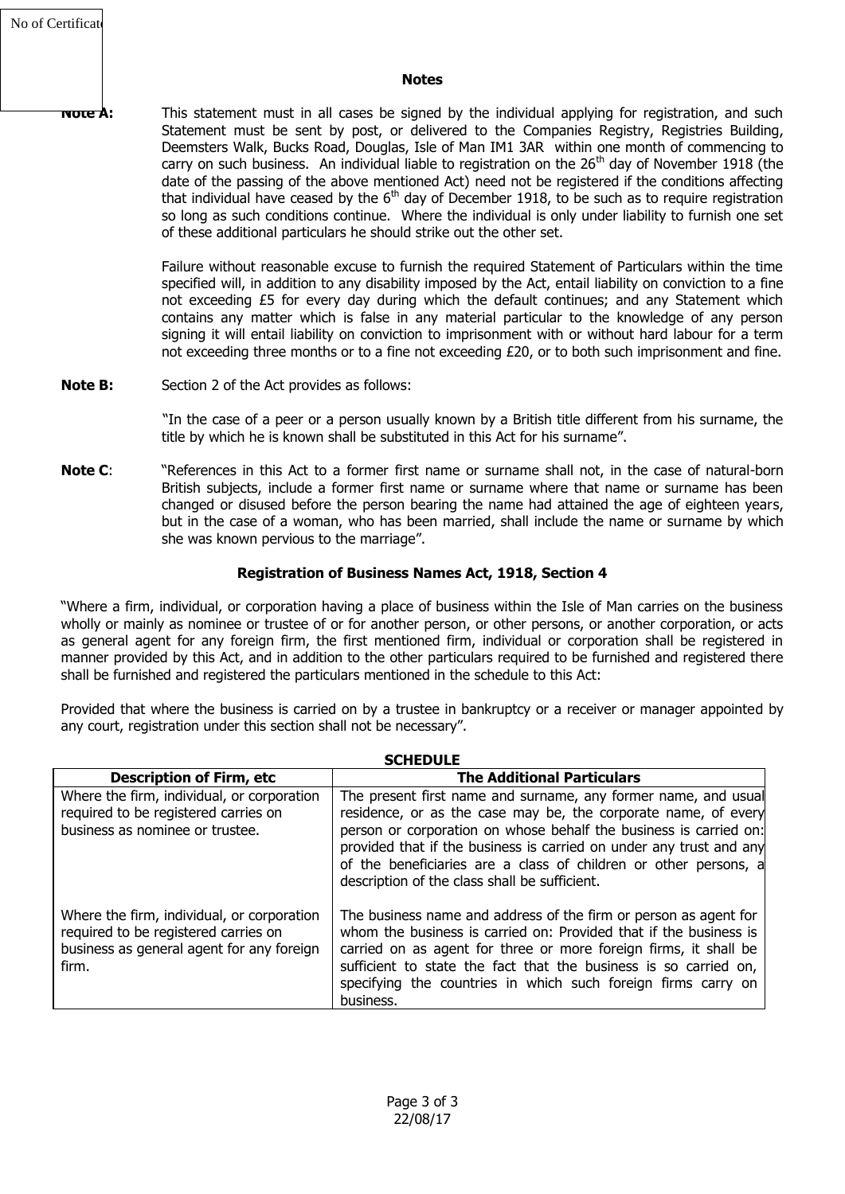No of Certificate

**Notes**

**Note A:** This statement must in all cases be signed by the individual applying for registration, and such Statement must be sent by post, or delivered to the Companies Registry, Registries Building, Deemsters Walk, Bucks Road, Douglas, Isle of Man IM1 3AR within one month of commencing to carry on such business. An individual liable to registration on the 26th day of November 1918 (the date of the passing of the above mentioned Act) need not be registered if the conditions affecting that individual have ceased by the 6th day of December 1918, to be such as to require registration so long as such conditions continue. Where the individual is only under liability to furnish one set of these additional particulars he should strike out the other set.

Failure without reasonable excuse to furnish the required Statement of Particulars within the time specified will, in addition to any disability imposed by the Act, entail liability on conviction to a fine not exceeding £5 for every day during which the default continues; and any Statement which contains any matter which is false in any material particular to the knowledge of any person signing it will entail liability on conviction to imprisonment with or without hard labour for a term not exceeding three months or to a fine not exceeding £20, or to both such imprisonment and fine.

**Note B:** Section 2 of the Act provides as follows:

"In the case of a peer or a person usually known by a British title different from his surname, the title by which he is known shall be substituted in this Act for his surname".

**Note C**: "References in this Act to a former first name or surname shall not, in the case of natural-born British subjects, include a former first name or surname where that name or surname has been changed or disused before the person bearing the name had attained the age of eighteen years, but in the case of a woman, who has been married, shall include the name or surname by which she was known pervious to the marriage".

**Registration of Business Names Act, 1918, Section 4**

"Where a firm, individual, or corporation having a place of business within the Isle of Man carries on the business wholly or mainly as nominee or trustee of or for another person, or other persons, or another corporation, or acts as general agent for any foreign firm, the first mentioned firm, individual or corporation shall be registered in manner provided by this Act, and in addition to the other particulars required to be furnished and registered there shall be furnished and registered the particulars mentioned in the schedule to this Act:

Provided that where the business is carried on by a trustee in bankruptcy or a receiver or manager appointed by any court, registration under this section shall not be necessary".

**SCHEDULE**

| Description of Firm, etc | The Additional Particulars |
|---|---|
| Where the firm, individual, or corporation required to be registered carries on business as nominee or trustee. | The present first name and surname, any former name, and usual residence, or as the case may be, the corporate name, of every person or corporation on whose behalf the business is carried on: provided that if the business is carried on under any trust and any of the beneficiaries are a class of children or other persons, a description of the class shall be sufficient. |
| Where the firm, individual, or corporation required to be registered carries on business as general agent for any foreign firm. | The business name and address of the firm or person as agent for whom the business is carried on: Provided that if the business is carried on as agent for three or more foreign firms, it shall be sufficient to state the fact that the business is so carried on, specifying the countries in which such foreign firms carry on business. |

22/08/17